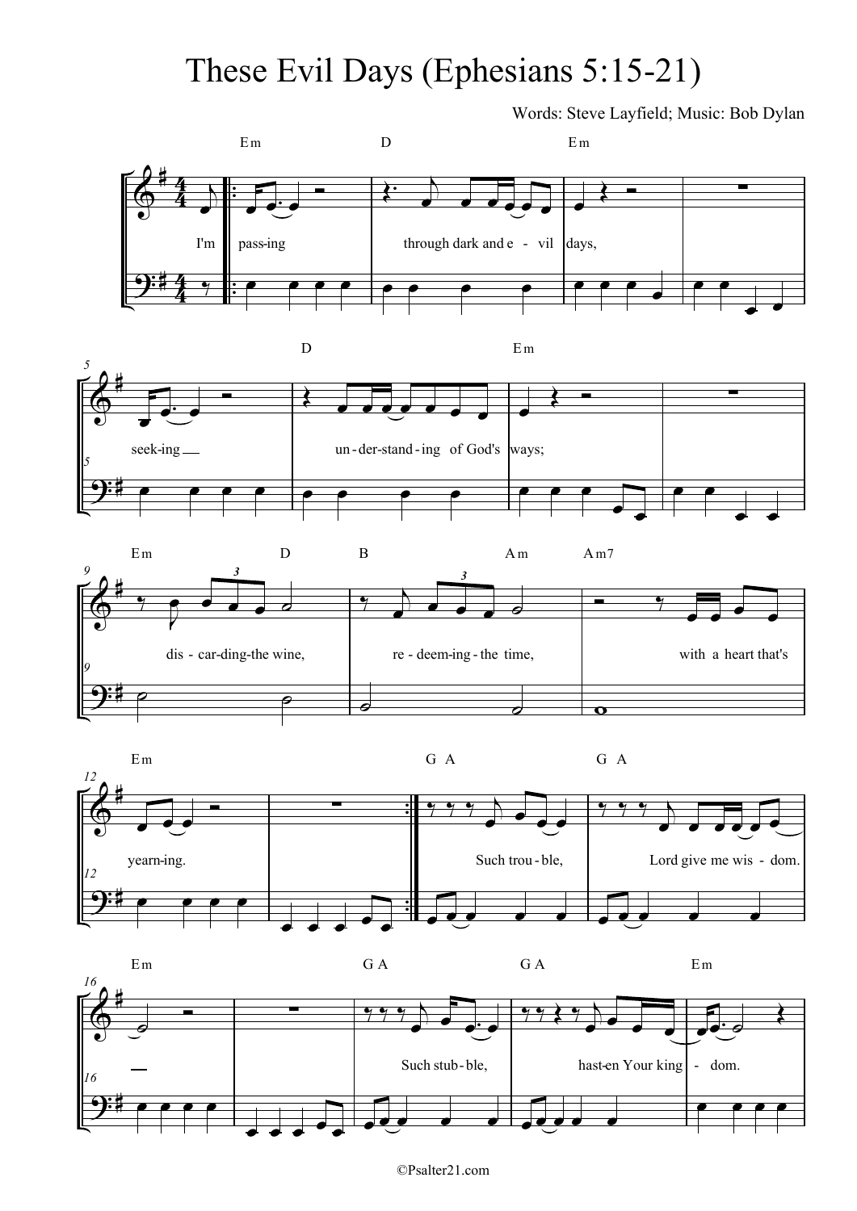# These Evil Days (Ephesians 5:15-21)

Words: Steve Layfield; Music: Bob Dylan

Em D Em

I'm passing through dark and evil days,

D Em

seeking understanding of God's ways;

Em D B Am Am7

discarding the wine, redeeming the time, with a heart that's

Em G A G A

yearning. Such trouble, Lord give me wisdom.

Em G A G A Em

Such stubble, hasten Your kingdom.

©Psalter21.com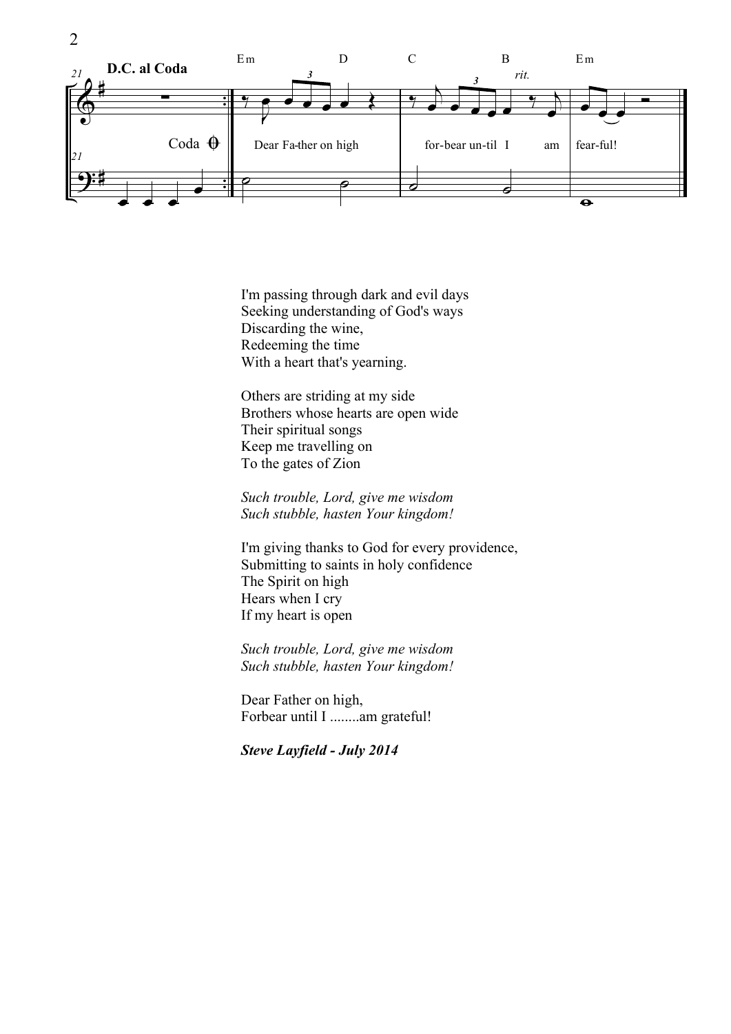I'm passing through dark and evil days
Seeking understanding of God's ways
Discarding the wine,
Redeeming the time
With a heart that's yearning.

Others are striding at my side
Brothers whose hearts are open wide
Their spiritual songs
Keep me travelling on
To the gates of Zion

*Such trouble, Lord, give me wisdom*
*Such stubble, hasten Your kingdom!*

I'm giving thanks to God for every providence,
Submitting to saints in holy confidence
The Spirit on high
Hears when I cry
If my heart is open

*Such trouble, Lord, give me wisdom*
*Such stubble, hasten Your kingdom!*

Dear Father on high,
Forbear until I ........am grateful!

***Steve Layfield - July 2014***